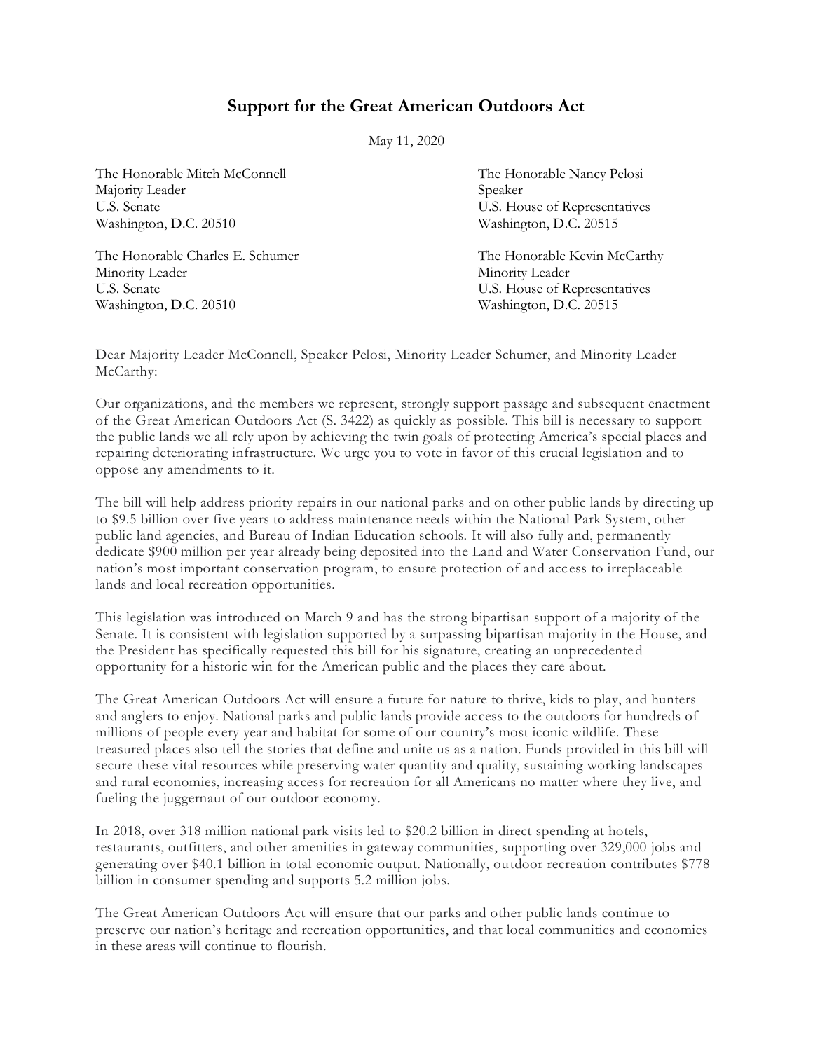# Support for the Great American Outdoors Act

May 11, 2020

The Honorable Mitch McConnell
Majority Leader
U.S. Senate
Washington, D.C. 20510

The Honorable Nancy Pelosi
Speaker
U.S. House of Representatives
Washington, D.C. 20515

The Honorable Charles E. Schumer
Minority Leader
U.S. Senate
Washington, D.C. 20510

The Honorable Kevin McCarthy
Minority Leader
U.S. House of Representatives
Washington, D.C. 20515

Dear Majority Leader McConnell, Speaker Pelosi, Minority Leader Schumer, and Minority Leader McCarthy:

Our organizations, and the members we represent, strongly support passage and subsequent enactment of the Great American Outdoors Act (S. 3422) as quickly as possible. This bill is necessary to support the public lands we all rely upon by achieving the twin goals of protecting America's special places and repairing deteriorating infrastructure. We urge you to vote in favor of this crucial legislation and to oppose any amendments to it.

The bill will help address priority repairs in our national parks and on other public lands by directing up to $9.5 billion over five years to address maintenance needs within the National Park System, other public land agencies, and Bureau of Indian Education schools. It will also fully and, permanently dedicate $900 million per year already being deposited into the Land and Water Conservation Fund, our nation's most important conservation program, to ensure protection of and access to irreplaceable lands and local recreation opportunities.

This legislation was introduced on March 9 and has the strong bipartisan support of a majority of the Senate. It is consistent with legislation supported by a surpassing bipartisan majority in the House, and the President has specifically requested this bill for his signature, creating an unprecedented opportunity for a historic win for the American public and the places they care about.

The Great American Outdoors Act will ensure a future for nature to thrive, kids to play, and hunters and anglers to enjoy. National parks and public lands provide access to the outdoors for hundreds of millions of people every year and habitat for some of our country's most iconic wildlife. These treasured places also tell the stories that define and unite us as a nation. Funds provided in this bill will secure these vital resources while preserving water quantity and quality, sustaining working landscapes and rural economies, increasing access for recreation for all Americans no matter where they live, and fueling the juggernaut of our outdoor economy.

In 2018, over 318 million national park visits led to $20.2 billion in direct spending at hotels, restaurants, outfitters, and other amenities in gateway communities, supporting over 329,000 jobs and generating over $40.1 billion in total economic output. Nationally, outdoor recreation contributes $778 billion in consumer spending and supports 5.2 million jobs.

The Great American Outdoors Act will ensure that our parks and other public lands continue to preserve our nation's heritage and recreation opportunities, and that local communities and economies in these areas will continue to flourish.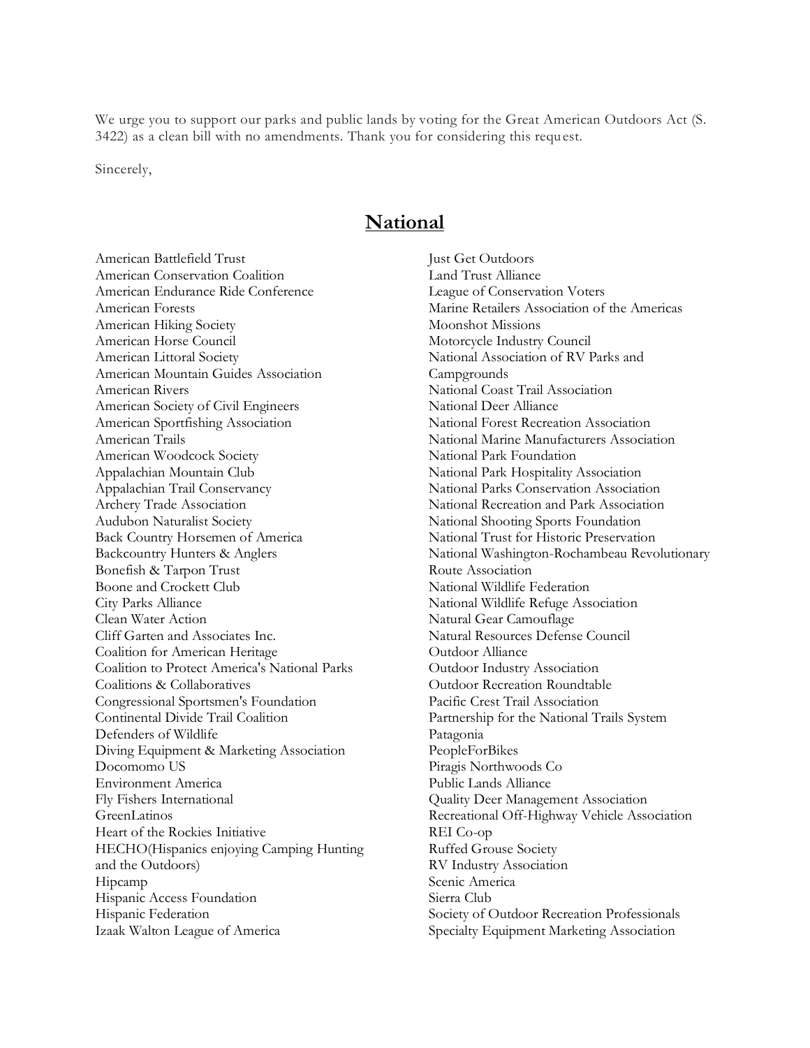We urge you to support our parks and public lands by voting for the Great American Outdoors Act (S. 3422) as a clean bill with no amendments. Thank you for considering this request.

Sincerely,

## National

American Battlefield Trust
American Conservation Coalition
American Endurance Ride Conference
American Forests
American Hiking Society
American Horse Council
American Littoral Society
American Mountain Guides Association
American Rivers
American Society of Civil Engineers
American Sportfishing Association
American Trails
American Woodcock Society
Appalachian Mountain Club
Appalachian Trail Conservancy
Archery Trade Association
Audubon Naturalist Society
Back Country Horsemen of America
Backcountry Hunters & Anglers
Bonefish & Tarpon Trust
Boone and Crockett Club
City Parks Alliance
Clean Water Action
Cliff Garten and Associates Inc.
Coalition for American Heritage
Coalition to Protect America's National Parks
Coalitions & Collaboratives
Congressional Sportsmen's Foundation
Continental Divide Trail Coalition
Defenders of Wildlife
Diving Equipment & Marketing Association
Docomomo US
Environment America
Fly Fishers International
GreenLatinos
Heart of the Rockies Initiative
HECHO(Hispanics enjoying Camping Hunting and the Outdoors)
Hipcamp
Hispanic Access Foundation
Hispanic Federation
Izaak Walton League of America
Just Get Outdoors
Land Trust Alliance
League of Conservation Voters
Marine Retailers Association of the Americas
Moonshot Missions
Motorcycle Industry Council
National Association of RV Parks and Campgrounds
National Coast Trail Association
National Deer Alliance
National Forest Recreation Association
National Marine Manufacturers Association
National Park Foundation
National Park Hospitality Association
National Parks Conservation Association
National Recreation and Park Association
National Shooting Sports Foundation
National Trust for Historic Preservation
National Washington-Rochambeau Revolutionary Route Association
National Wildlife Federation
National Wildlife Refuge Association
Natural Gear Camouflage
Natural Resources Defense Council
Outdoor Alliance
Outdoor Industry Association
Outdoor Recreation Roundtable
Pacific Crest Trail Association
Partnership for the National Trails System
Patagonia
PeopleForBikes
Piragis Northwoods Co
Public Lands Alliance
Quality Deer Management Association
Recreational Off-Highway Vehicle Association
REI Co-op
Ruffed Grouse Society
RV Industry Association
Scenic America
Sierra Club
Society of Outdoor Recreation Professionals
Specialty Equipment Marketing Association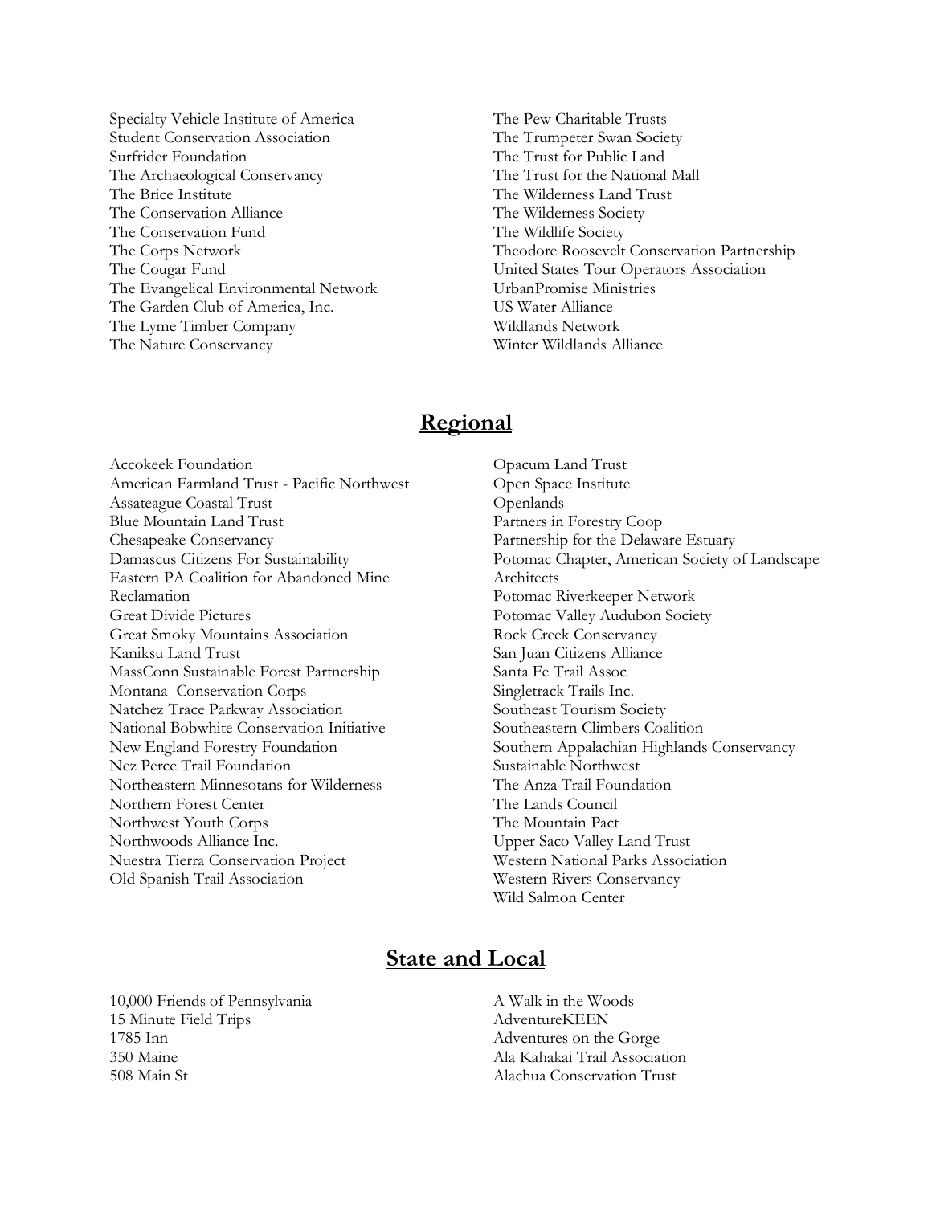Specialty Vehicle Institute of America
Student Conservation Association
Surfrider Foundation
The Archaeological Conservancy
The Brice Institute
The Conservation Alliance
The Conservation Fund
The Corps Network
The Cougar Fund
The Evangelical Environmental Network
The Garden Club of America, Inc.
The Lyme Timber Company
The Nature Conservancy
The Pew Charitable Trusts
The Trumpeter Swan Society
The Trust for Public Land
The Trust for the National Mall
The Wilderness Land Trust
The Wilderness Society
The Wildlife Society
Theodore Roosevelt Conservation Partnership
United States Tour Operators Association
UrbanPromise Ministries
US Water Alliance
Wildlands Network
Winter Wildlands Alliance

## Regional

Accokeek Foundation
American Farmland Trust - Pacific Northwest
Assateague Coastal Trust
Blue Mountain Land Trust
Chesapeake Conservancy
Damascus Citizens For Sustainability
Eastern PA Coalition for Abandoned Mine Reclamation
Great Divide Pictures
Great Smoky Mountains Association
Kaniksu Land Trust
MassConn Sustainable Forest Partnership
Montana Conservation Corps
Natchez Trace Parkway Association
National Bobwhite Conservation Initiative
New England Forestry Foundation
Nez Perce Trail Foundation
Northeastern Minnesotans for Wilderness
Northern Forest Center
Northwest Youth Corps
Northwoods Alliance Inc.
Nuestra Tierra Conservation Project
Old Spanish Trail Association
Opacum Land Trust
Open Space Institute
Openlands
Partners in Forestry Coop
Partnership for the Delaware Estuary
Potomac Chapter, American Society of Landscape Architects
Potomac Riverkeeper Network
Potomac Valley Audubon Society
Rock Creek Conservancy
San Juan Citizens Alliance
Santa Fe Trail Assoc
Singletrack Trails Inc.
Southeast Tourism Society
Southeastern Climbers Coalition
Southern Appalachian Highlands Conservancy
Sustainable Northwest
The Anza Trail Foundation
The Lands Council
The Mountain Pact
Upper Saco Valley Land Trust
Western National Parks Association
Western Rivers Conservancy
Wild Salmon Center

## State and Local

10,000 Friends of Pennsylvania
15 Minute Field Trips
1785 Inn
350 Maine
508 Main St
A Walk in the Woods
AdventureKEEN
Adventures on the Gorge
Ala Kahakai Trail Association
Alachua Conservation Trust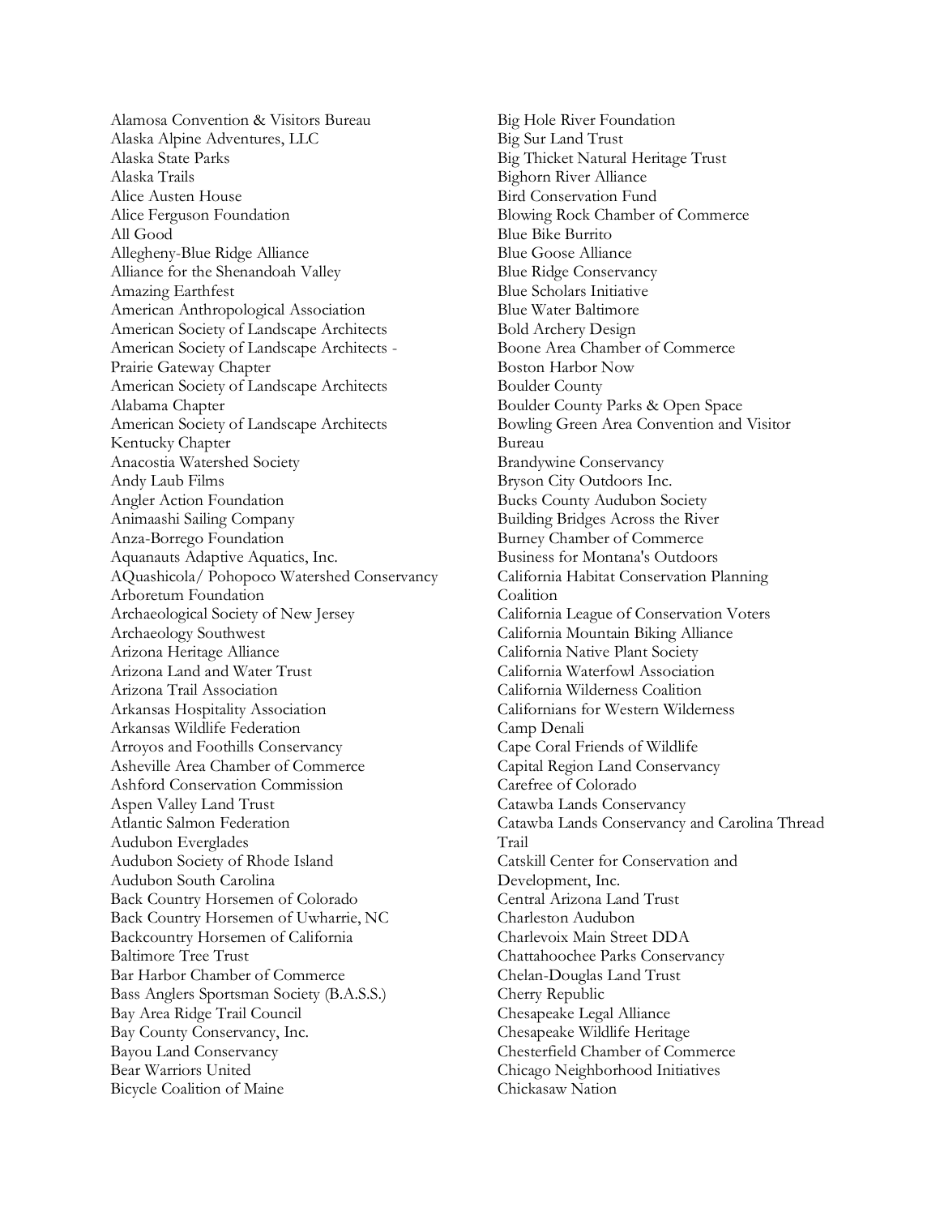Alamosa Convention & Visitors Bureau
Alaska Alpine Adventures, LLC
Alaska State Parks
Alaska Trails
Alice Austen House
Alice Ferguson Foundation
All Good
Allegheny-Blue Ridge Alliance
Alliance for the Shenandoah Valley
Amazing Earthfest
American Anthropological Association
American Society of Landscape Architects
American Society of Landscape Architects - Prairie Gateway Chapter
American Society of Landscape Architects Alabama Chapter
American Society of Landscape Architects Kentucky Chapter
Anacostia Watershed Society
Andy Laub Films
Angler Action Foundation
Animaashi Sailing Company
Anza-Borrego Foundation
Aquanauts Adaptive Aquatics, Inc.
AQuashicola/ Pohopoco Watershed Conservancy
Arboretum Foundation
Archaeological Society of New Jersey
Archaeology Southwest
Arizona Heritage Alliance
Arizona Land and Water Trust
Arizona Trail Association
Arkansas Hospitality Association
Arkansas Wildlife Federation
Arroyos and Foothills Conservancy
Asheville Area Chamber of Commerce
Ashford Conservation Commission
Aspen Valley Land Trust
Atlantic Salmon Federation
Audubon Everglades
Audubon Society of Rhode Island
Audubon South Carolina
Back Country Horsemen of Colorado
Back Country Horsemen of Uwharrie, NC
Backcountry Horsemen of California
Baltimore Tree Trust
Bar Harbor Chamber of Commerce
Bass Anglers Sportsman Society (B.A.S.S.)
Bay Area Ridge Trail Council
Bay County Conservancy, Inc.
Bayou Land Conservancy
Bear Warriors United
Bicycle Coalition of Maine
Big Hole River Foundation
Big Sur Land Trust
Big Thicket Natural Heritage Trust
Bighorn River Alliance
Bird Conservation Fund
Blowing Rock Chamber of Commerce
Blue Bike Burrito
Blue Goose Alliance
Blue Ridge Conservancy
Blue Scholars Initiative
Blue Water Baltimore
Bold Archery Design
Boone Area Chamber of Commerce
Boston Harbor Now
Boulder County
Boulder County Parks & Open Space
Bowling Green Area Convention and Visitor Bureau
Brandywine Conservancy
Bryson City Outdoors Inc.
Bucks County Audubon Society
Building Bridges Across the River
Burney Chamber of Commerce
Business for Montana's Outdoors
California Habitat Conservation Planning Coalition
California League of Conservation Voters
California Mountain Biking Alliance
California Native Plant Society
California Waterfowl Association
California Wilderness Coalition
Californians for Western Wilderness
Camp Denali
Cape Coral Friends of Wildlife
Capital Region Land Conservancy
Carefree of Colorado
Catawba Lands Conservancy
Catawba Lands Conservancy and Carolina Thread Trail
Catskill Center for Conservation and Development, Inc.
Central Arizona Land Trust
Charleston Audubon
Charlevoix Main Street DDA
Chattahoochee Parks Conservancy
Chelan-Douglas Land Trust
Cherry Republic
Chesapeake Legal Alliance
Chesapeake Wildlife Heritage
Chesterfield Chamber of Commerce
Chicago Neighborhood Initiatives
Chickasaw Nation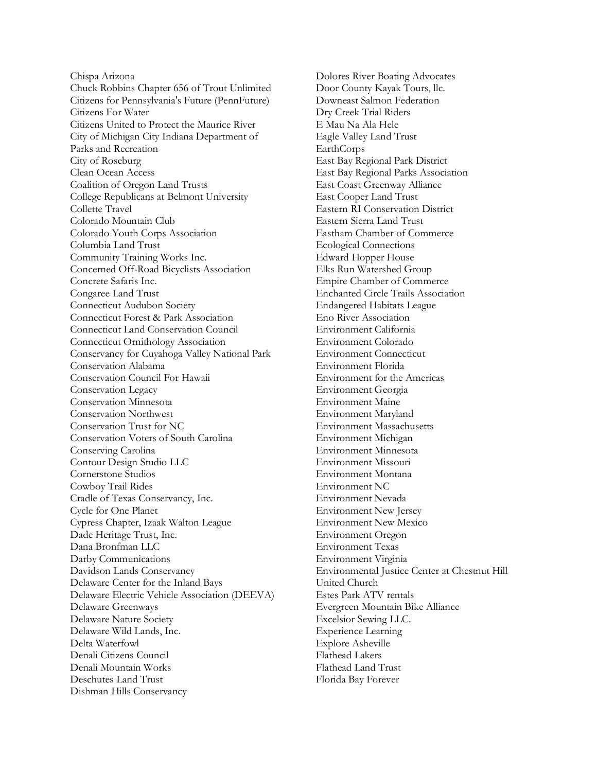Chispa Arizona
Chuck Robbins Chapter 656 of Trout Unlimited
Citizens for Pennsylvania's Future (PennFuture)
Citizens For Water
Citizens United to Protect the Maurice River
City of Michigan City Indiana Department of Parks and Recreation
City of Roseburg
Clean Ocean Access
Coalition of Oregon Land Trusts
College Republicans at Belmont University
Collette Travel
Colorado Mountain Club
Colorado Youth Corps Association
Columbia Land Trust
Community Training Works Inc.
Concerned Off-Road Bicyclists Association
Concrete Safaris Inc.
Congaree Land Trust
Connecticut Audubon Society
Connecticut Forest & Park Association
Connecticut Land Conservation Council
Connecticut Ornithology Association
Conservancy for Cuyahoga Valley National Park
Conservation Alabama
Conservation Council For Hawaii
Conservation Legacy
Conservation Minnesota
Conservation Northwest
Conservation Trust for NC
Conservation Voters of South Carolina
Conserving Carolina
Contour Design Studio LLC
Cornerstone Studios
Cowboy Trail Rides
Cradle of Texas Conservancy, Inc.
Cycle for One Planet
Cypress Chapter, Izaak Walton League
Dade Heritage Trust, Inc.
Dana Bronfman LLC
Darby Communications
Davidson Lands Conservancy
Delaware Center for the Inland Bays
Delaware Electric Vehicle Association (DEEVA)
Delaware Greenways
Delaware Nature Society
Delaware Wild Lands, Inc.
Delta Waterfowl
Denali Citizens Council
Denali Mountain Works
Deschutes Land Trust
Dishman Hills Conservancy
Dolores River Boating Advocates
Door County Kayak Tours, llc.
Downeast Salmon Federation
Dry Creek Trial Riders
E Mau Na Ala Hele
Eagle Valley Land Trust
EarthCorps
East Bay Regional Park District
East Bay Regional Parks Association
East Coast Greenway Alliance
East Cooper Land Trust
Eastern RI Conservation District
Eastern Sierra Land Trust
Eastham Chamber of Commerce
Ecological Connections
Edward Hopper House
Elks Run Watershed Group
Empire Chamber of Commerce
Enchanted Circle Trails Association
Endangered Habitats League
Eno River Association
Environment California
Environment Colorado
Environment Connecticut
Environment Florida
Environment for the Americas
Environment Georgia
Environment Maine
Environment Maryland
Environment Massachusetts
Environment Michigan
Environment Minnesota
Environment Missouri
Environment Montana
Environment NC
Environment Nevada
Environment New Jersey
Environment New Mexico
Environment Oregon
Environment Texas
Environment Virginia
Environmental Justice Center at Chestnut Hill United Church
Estes Park ATV rentals
Evergreen Mountain Bike Alliance
Excelsior Sewing LLC.
Experience Learning
Explore Asheville
Flathead Lakers
Flathead Land Trust
Florida Bay Forever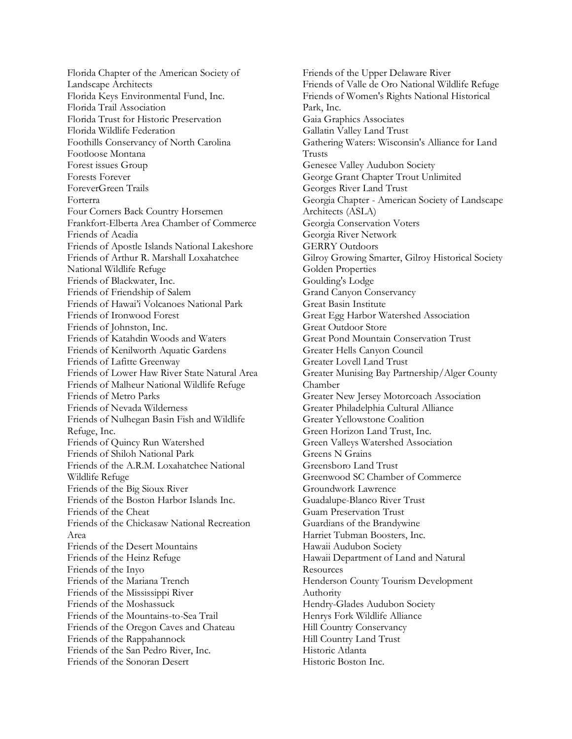Florida Chapter of the American Society of Landscape Architects
Florida Keys Environmental Fund, Inc.
Florida Trail Association
Florida Trust for Historic Preservation
Florida Wildlife Federation
Foothills Conservancy of North Carolina
Footloose Montana
Forest issues Group
Forests Forever
ForeverGreen Trails
Forterra
Four Corners Back Country Horsemen
Frankfort-Elberta Area Chamber of Commerce
Friends of Acadia
Friends of Apostle Islands National Lakeshore
Friends of Arthur R. Marshall Loxahatchee National Wildlife Refuge
Friends of Blackwater, Inc.
Friends of Friendship of Salem
Friends of Hawai'i Volcanoes National Park
Friends of Ironwood Forest
Friends of Johnston, Inc.
Friends of Katahdin Woods and Waters
Friends of Kenilworth Aquatic Gardens
Friends of Lafitte Greenway
Friends of Lower Haw River State Natural Area
Friends of Malheur National Wildlife Refuge
Friends of Metro Parks
Friends of Nevada Wilderness
Friends of Nulhegan Basin Fish and Wildlife Refuge, Inc.
Friends of Quincy Run Watershed
Friends of Shiloh National Park
Friends of the A.R.M. Loxahatchee National Wildlife Refuge
Friends of the Big Sioux River
Friends of the Boston Harbor Islands Inc.
Friends of the Cheat
Friends of the Chickasaw National Recreation Area
Friends of the Desert Mountains
Friends of the Heinz Refuge
Friends of the Inyo
Friends of the Mariana Trench
Friends of the Mississippi River
Friends of the Moshassuck
Friends of the Mountains-to-Sea Trail
Friends of the Oregon Caves and Chateau
Friends of the Rappahannock
Friends of the San Pedro River, Inc.
Friends of the Sonoran Desert
Friends of the Upper Delaware River
Friends of Valle de Oro National Wildlife Refuge
Friends of Women's Rights National Historical Park, Inc.
Gaia Graphics Associates
Gallatin Valley Land Trust
Gathering Waters: Wisconsin's Alliance for Land Trusts
Genesee Valley Audubon Society
George Grant Chapter Trout Unlimited
Georges River Land Trust
Georgia Chapter - American Society of Landscape Architects (ASLA)
Georgia Conservation Voters
Georgia River Network
GERRY Outdoors
Gilroy Growing Smarter, Gilroy Historical Society
Golden Properties
Goulding's Lodge
Grand Canyon Conservancy
Great Basin Institute
Great Egg Harbor Watershed Association
Great Outdoor Store
Great Pond Mountain Conservation Trust
Greater Hells Canyon Council
Greater Lovell Land Trust
Greater Munising Bay Partnership/Alger County Chamber
Greater New Jersey Motorcoach Association
Greater Philadelphia Cultural Alliance
Greater Yellowstone Coalition
Green Horizon Land Trust, Inc.
Green Valleys Watershed Association
Greens N Grains
Greensboro Land Trust
Greenwood SC Chamber of Commerce
Groundwork Lawrence
Guadalupe-Blanco River Trust
Guam Preservation Trust
Guardians of the Brandywine
Harriet Tubman Boosters, Inc.
Hawaii Audubon Society
Hawaii Department of Land and Natural Resources
Henderson County Tourism Development Authority
Hendry-Glades Audubon Society
Henrys Fork Wildlife Alliance
Hill Country Conservancy
Hill Country Land Trust
Historic Atlanta
Historic Boston Inc.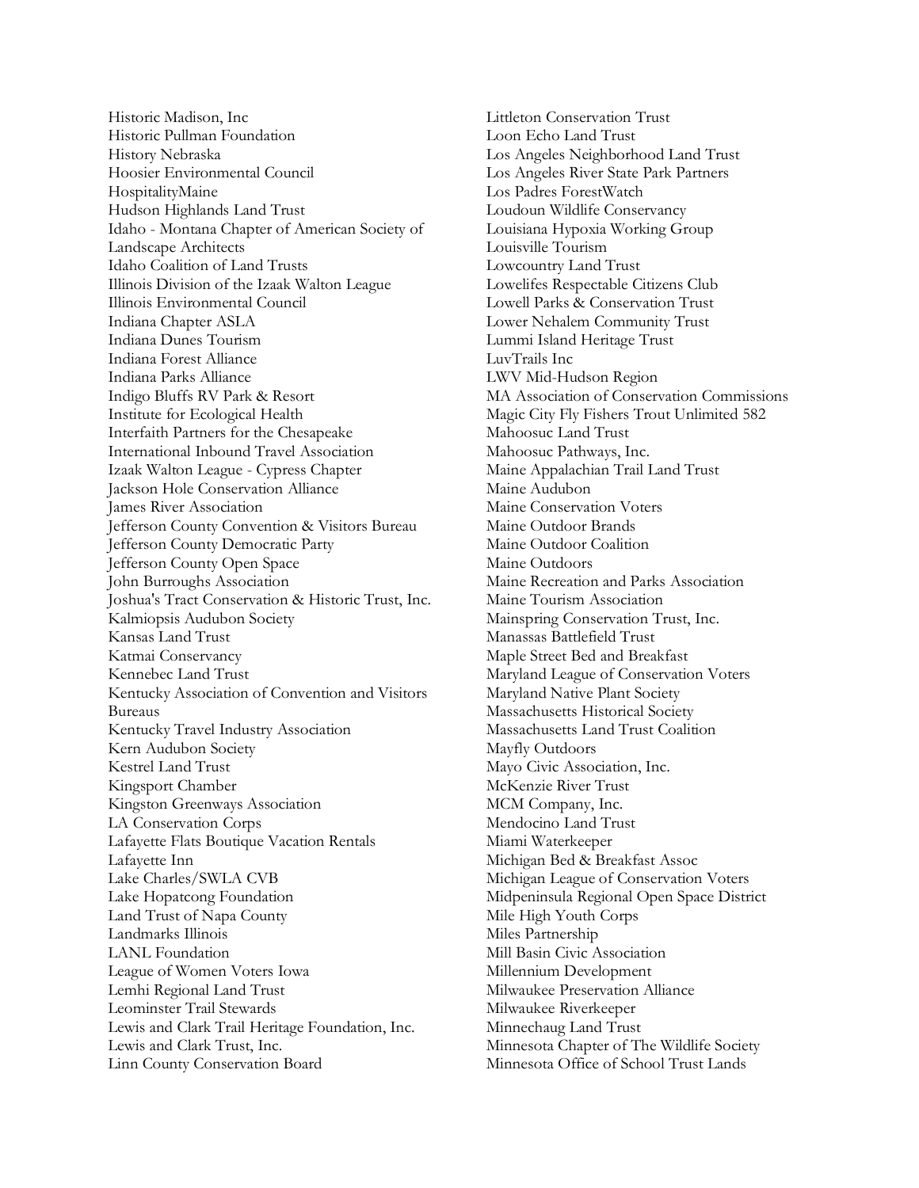Historic Madison, Inc
Historic Pullman Foundation
History Nebraska
Hoosier Environmental Council
HospitalityMaine
Hudson Highlands Land Trust
Idaho - Montana Chapter of American Society of Landscape Architects
Idaho Coalition of Land Trusts
Illinois Division of the Izaak Walton League
Illinois Environmental Council
Indiana Chapter ASLA
Indiana Dunes Tourism
Indiana Forest Alliance
Indiana Parks Alliance
Indigo Bluffs RV Park & Resort
Institute for Ecological Health
Interfaith Partners for the Chesapeake
International Inbound Travel Association
Izaak Walton League - Cypress Chapter
Jackson Hole Conservation Alliance
James River Association
Jefferson County Convention & Visitors Bureau
Jefferson County Democratic Party
Jefferson County Open Space
John Burroughs Association
Joshua's Tract Conservation & Historic Trust, Inc.
Kalmiopsis Audubon Society
Kansas Land Trust
Katmai Conservancy
Kennebec Land Trust
Kentucky Association of Convention and Visitors Bureaus
Kentucky Travel Industry Association
Kern Audubon Society
Kestrel Land Trust
Kingsport Chamber
Kingston Greenways Association
LA Conservation Corps
Lafayette Flats Boutique Vacation Rentals
Lafayette Inn
Lake Charles/SWLA CVB
Lake Hopatcong Foundation
Land Trust of Napa County
Landmarks Illinois
LANL Foundation
League of Women Voters Iowa
Lemhi Regional Land Trust
Leominster Trail Stewards
Lewis and Clark Trail Heritage Foundation, Inc.
Lewis and Clark Trust, Inc.
Linn County Conservation Board
Littleton Conservation Trust
Loon Echo Land Trust
Los Angeles Neighborhood Land Trust
Los Angeles River State Park Partners
Los Padres ForestWatch
Loudoun Wildlife Conservancy
Louisiana Hypoxia Working Group
Louisville Tourism
Lowcountry Land Trust
Lowelifes Respectable Citizens Club
Lowell Parks & Conservation Trust
Lower Nehalem Community Trust
Lummi Island Heritage Trust
LuvTrails Inc
LWV Mid-Hudson Region
MA Association of Conservation Commissions
Magic City Fly Fishers Trout Unlimited 582
Mahoosuc Land Trust
Mahoosuc Pathways, Inc.
Maine Appalachian Trail Land Trust
Maine Audubon
Maine Conservation Voters
Maine Outdoor Brands
Maine Outdoor Coalition
Maine Outdoors
Maine Recreation and Parks Association
Maine Tourism Association
Mainspring Conservation Trust, Inc.
Manassas Battlefield Trust
Maple Street Bed and Breakfast
Maryland League of Conservation Voters
Maryland Native Plant Society
Massachusetts Historical Society
Massachusetts Land Trust Coalition
Mayfly Outdoors
Mayo Civic Association, Inc.
McKenzie River Trust
MCM Company, Inc.
Mendocino Land Trust
Miami Waterkeeper
Michigan Bed & Breakfast Assoc
Michigan League of Conservation Voters
Midpeninsula Regional Open Space District
Mile High Youth Corps
Miles Partnership
Mill Basin Civic Association
Millennium Development
Milwaukee Preservation Alliance
Milwaukee Riverkeeper
Minnechaug Land Trust
Minnesota Chapter of The Wildlife Society
Minnesota Office of School Trust Lands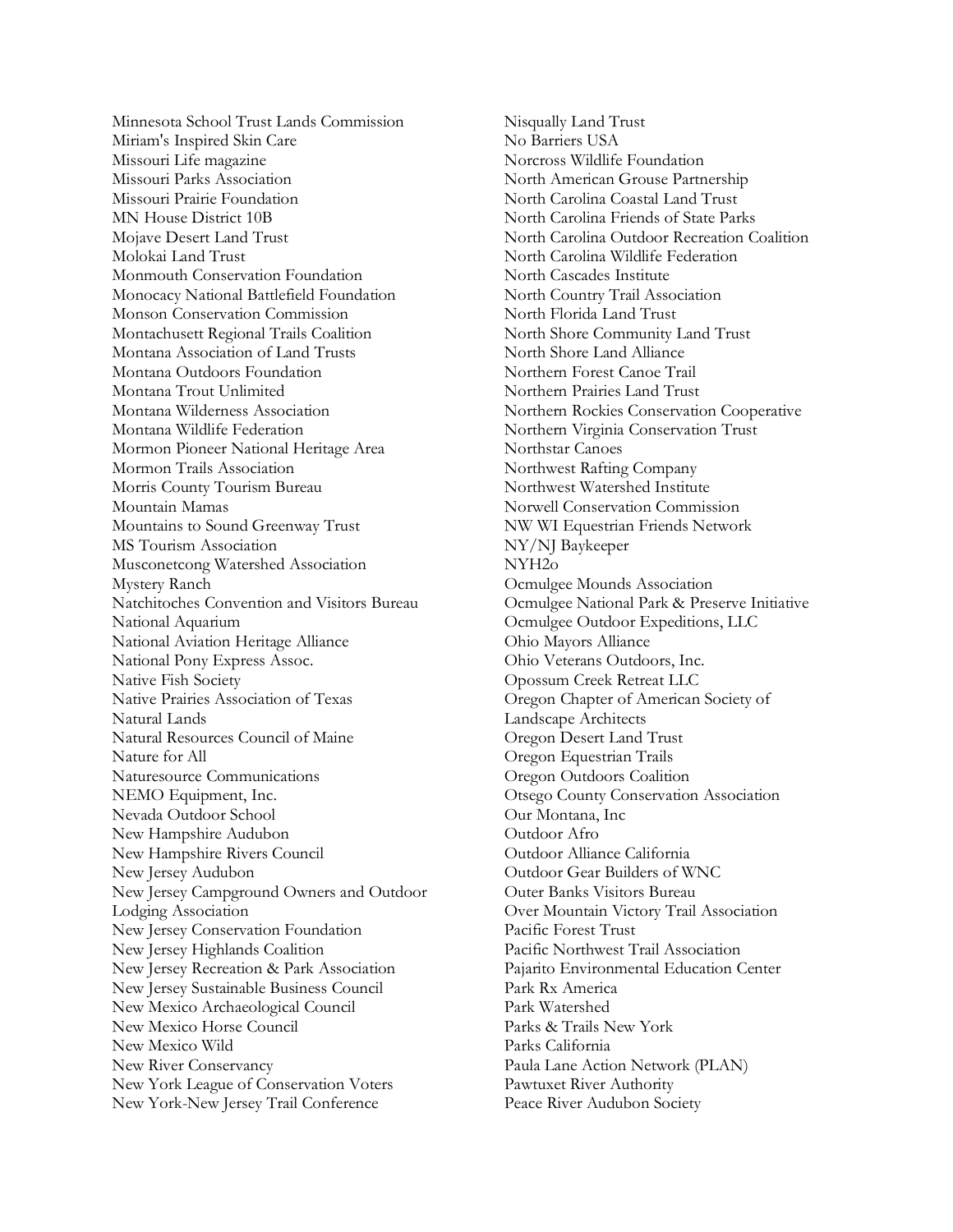Minnesota School Trust Lands Commission
Miriam's Inspired Skin Care
Missouri Life magazine
Missouri Parks Association
Missouri Prairie Foundation
MN House District 10B
Mojave Desert Land Trust
Molokai Land Trust
Monmouth Conservation Foundation
Monocacy National Battlefield Foundation
Monson Conservation Commission
Montachusett Regional Trails Coalition
Montana Association of Land Trusts
Montana Outdoors Foundation
Montana Trout Unlimited
Montana Wilderness Association
Montana Wildlife Federation
Mormon Pioneer National Heritage Area
Mormon Trails Association
Morris County Tourism Bureau
Mountain Mamas
Mountains to Sound Greenway Trust
MS Tourism Association
Musconetcong Watershed Association
Mystery Ranch
Natchitoches Convention and Visitors Bureau
National Aquarium
National Aviation Heritage Alliance
National Pony Express Assoc.
Native Fish Society
Native Prairies Association of Texas
Natural Lands
Natural Resources Council of Maine
Nature for All
Naturesource Communications
NEMO Equipment, Inc.
Nevada Outdoor School
New Hampshire Audubon
New Hampshire Rivers Council
New Jersey Audubon
New Jersey Campground Owners and Outdoor Lodging Association
New Jersey Conservation Foundation
New Jersey Highlands Coalition
New Jersey Recreation & Park Association
New Jersey Sustainable Business Council
New Mexico Archaeological Council
New Mexico Horse Council
New Mexico Wild
New River Conservancy
New York League of Conservation Voters
New York-New Jersey Trail Conference
Nisqually Land Trust
No Barriers USA
Norcross Wildlife Foundation
North American Grouse Partnership
North Carolina Coastal Land Trust
North Carolina Friends of State Parks
North Carolina Outdoor Recreation Coalition
North Carolina Wildlife Federation
North Cascades Institute
North Country Trail Association
North Florida Land Trust
North Shore Community Land Trust
North Shore Land Alliance
Northern Forest Canoe Trail
Northern Prairies Land Trust
Northern Rockies Conservation Cooperative
Northern Virginia Conservation Trust
Northstar Canoes
Northwest Rafting Company
Northwest Watershed Institute
Norwell Conservation Commission
NW WI Equestrian Friends Network
NY/NJ Baykeeper
NYH2o
Ocmulgee Mounds Association
Ocmulgee National Park & Preserve Initiative
Ocmulgee Outdoor Expeditions, LLC
Ohio Mayors Alliance
Ohio Veterans Outdoors, Inc.
Opossum Creek Retreat LLC
Oregon Chapter of American Society of Landscape Architects
Oregon Desert Land Trust
Oregon Equestrian Trails
Oregon Outdoors Coalition
Otsego County Conservation Association
Our Montana, Inc
Outdoor Afro
Outdoor Alliance California
Outdoor Gear Builders of WNC
Outer Banks Visitors Bureau
Over Mountain Victory Trail Association
Pacific Forest Trust
Pacific Northwest Trail Association
Pajarito Environmental Education Center
Park Rx America
Park Watershed
Parks & Trails New York
Parks California
Paula Lane Action Network (PLAN)
Pawtuxet River Authority
Peace River Audubon Society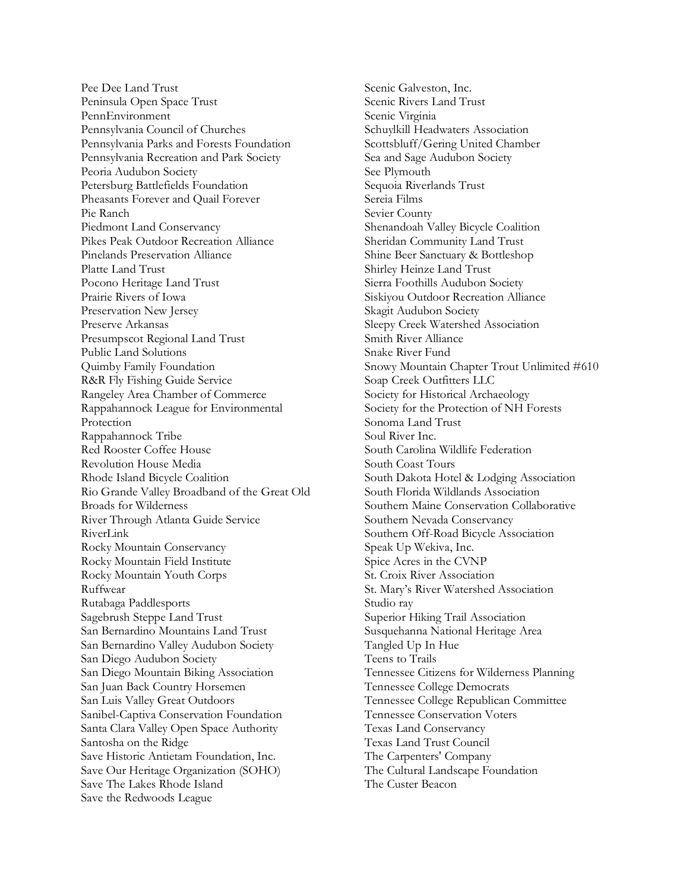Pee Dee Land Trust
Peninsula Open Space Trust
PennEnvironment
Pennsylvania Council of Churches
Pennsylvania Parks and Forests Foundation
Pennsylvania Recreation and Park Society
Peoria Audubon Society
Petersburg Battlefields Foundation
Pheasants Forever and Quail Forever
Pie Ranch
Piedmont Land Conservancy
Pikes Peak Outdoor Recreation Alliance
Pinelands Preservation Alliance
Platte Land Trust
Pocono Heritage Land Trust
Prairie Rivers of Iowa
Preservation New Jersey
Preserve Arkansas
Presumpscot Regional Land Trust
Public Land Solutions
Quimby Family Foundation
R&R Fly Fishing Guide Service
Rangeley Area Chamber of Commerce
Rappahannock League for Environmental Protection
Rappahannock Tribe
Red Rooster Coffee House
Revolution House Media
Rhode Island Bicycle Coalition
Rio Grande Valley Broadband of the Great Old Broads for Wilderness
River Through Atlanta Guide Service
RiverLink
Rocky Mountain Conservancy
Rocky Mountain Field Institute
Rocky Mountain Youth Corps
Ruffwear
Rutabaga Paddlesports
Sagebrush Steppe Land Trust
San Bernardino Mountains Land Trust
San Bernardino Valley Audubon Society
San Diego Audubon Society
San Diego Mountain Biking Association
San Juan Back Country Horsemen
San Luis Valley Great Outdoors
Sanibel-Captiva Conservation Foundation
Santa Clara Valley Open Space Authority
Santosha on the Ridge
Save Historic Antietam Foundation, Inc.
Save Our Heritage Organization (SOHO)
Save The Lakes Rhode Island
Save the Redwoods League
Scenic Galveston, Inc.
Scenic Rivers Land Trust
Scenic Virginia
Schuylkill Headwaters Association
Scottsbluff/Gering United Chamber
Sea and Sage Audubon Society
See Plymouth
Sequoia Riverlands Trust
Sereia Films
Sevier County
Shenandoah Valley Bicycle Coalition
Sheridan Community Land Trust
Shine Beer Sanctuary & Bottleshop
Shirley Heinze Land Trust
Sierra Foothills Audubon Society
Siskiyou Outdoor Recreation Alliance
Skagit Audubon Society
Sleepy Creek Watershed Association
Smith River Alliance
Snake River Fund
Snowy Mountain Chapter Trout Unlimited #610
Soap Creek Outfitters LLC
Society for Historical Archaeology
Society for the Protection of NH Forests
Sonoma Land Trust
Soul River Inc.
South Carolina Wildlife Federation
South Coast Tours
South Dakota Hotel & Lodging Association
South Florida Wildlands Association
Southern Maine Conservation Collaborative
Southern Nevada Conservancy
Southern Off-Road Bicycle Association
Speak Up Wekiva, Inc.
Spice Acres in the CVNP
St. Croix River Association
St. Mary's River Watershed Association
Studio ray
Superior Hiking Trail Association
Susquehanna National Heritage Area
Tangled Up In Hue
Teens to Trails
Tennessee Citizens for Wilderness Planning
Tennessee College Democrats
Tennessee College Republican Committee
Tennessee Conservation Voters
Texas Land Conservancy
Texas Land Trust Council
The Carpenters' Company
The Cultural Landscape Foundation
The Custer Beacon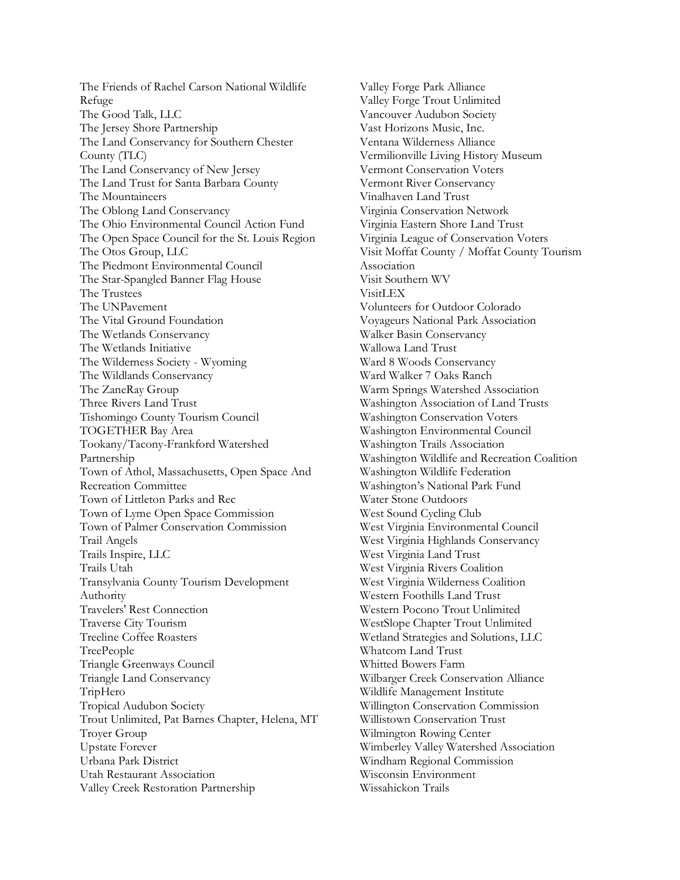The Friends of Rachel Carson National Wildlife Refuge
The Good Talk, LLC
The Jersey Shore Partnership
The Land Conservancy for Southern Chester County (TLC)
The Land Conservancy of New Jersey
The Land Trust for Santa Barbara County
The Mountaineers
The Oblong Land Conservancy
The Ohio Environmental Council Action Fund
The Open Space Council for the St. Louis Region
The Otos Group, LLC
The Piedmont Environmental Council
The Star-Spangled Banner Flag House
The Trustees
The UNPavement
The Vital Ground Foundation
The Wetlands Conservancy
The Wetlands Initiative
The Wilderness Society - Wyoming
The Wildlands Conservancy
The ZaneRay Group
Three Rivers Land Trust
Tishomingo County Tourism Council
TOGETHER Bay Area
Tookany/Tacony-Frankford Watershed Partnership
Town of Athol, Massachusetts, Open Space And Recreation Committee
Town of Littleton Parks and Rec
Town of Lyme Open Space Commission
Town of Palmer Conservation Commission
Trail Angels
Trails Inspire, LLC
Trails Utah
Transylvania County Tourism Development Authority
Travelers' Rest Connection
Traverse City Tourism
Treeline Coffee Roasters
TreePeople
Triangle Greenways Council
Triangle Land Conservancy
TripHero
Tropical Audubon Society
Trout Unlimited, Pat Barnes Chapter, Helena, MT
Troyer Group
Upstate Forever
Urbana Park District
Utah Restaurant Association
Valley Creek Restoration Partnership
Valley Forge Park Alliance
Valley Forge Trout Unlimited
Vancouver Audubon Society
Vast Horizons Music, Inc.
Ventana Wilderness Alliance
Vermilionville Living History Museum
Vermont Conservation Voters
Vermont River Conservancy
Vinalhaven Land Trust
Virginia Conservation Network
Virginia Eastern Shore Land Trust
Virginia League of Conservation Voters
Visit Moffat County / Moffat County Tourism Association
Visit Southern WV
VisitLEX
Volunteers for Outdoor Colorado
Voyageurs National Park Association
Walker Basin Conservancy
Wallowa Land Trust
Ward 8 Woods Conservancy
Ward Walker 7 Oaks Ranch
Warm Springs Watershed Association
Washington Association of Land Trusts
Washington Conservation Voters
Washington Environmental Council
Washington Trails Association
Washington Wildlife and Recreation Coalition
Washington Wildlife Federation
Washington's National Park Fund
Water Stone Outdoors
West Sound Cycling Club
West Virginia Environmental Council
West Virginia Highlands Conservancy
West Virginia Land Trust
West Virginia Rivers Coalition
West Virginia Wilderness Coalition
Western Foothills Land Trust
Western Pocono Trout Unlimited
WestSlope Chapter Trout Unlimited
Wetland Strategies and Solutions, LLC
Whatcom Land Trust
Whitted Bowers Farm
Wilbarger Creek Conservation Alliance
Wildlife Management Institute
Willington Conservation Commission
Willistown Conservation Trust
Wilmington Rowing Center
Wimberley Valley Watershed Association
Windham Regional Commission
Wisconsin Environment
Wissahickon Trails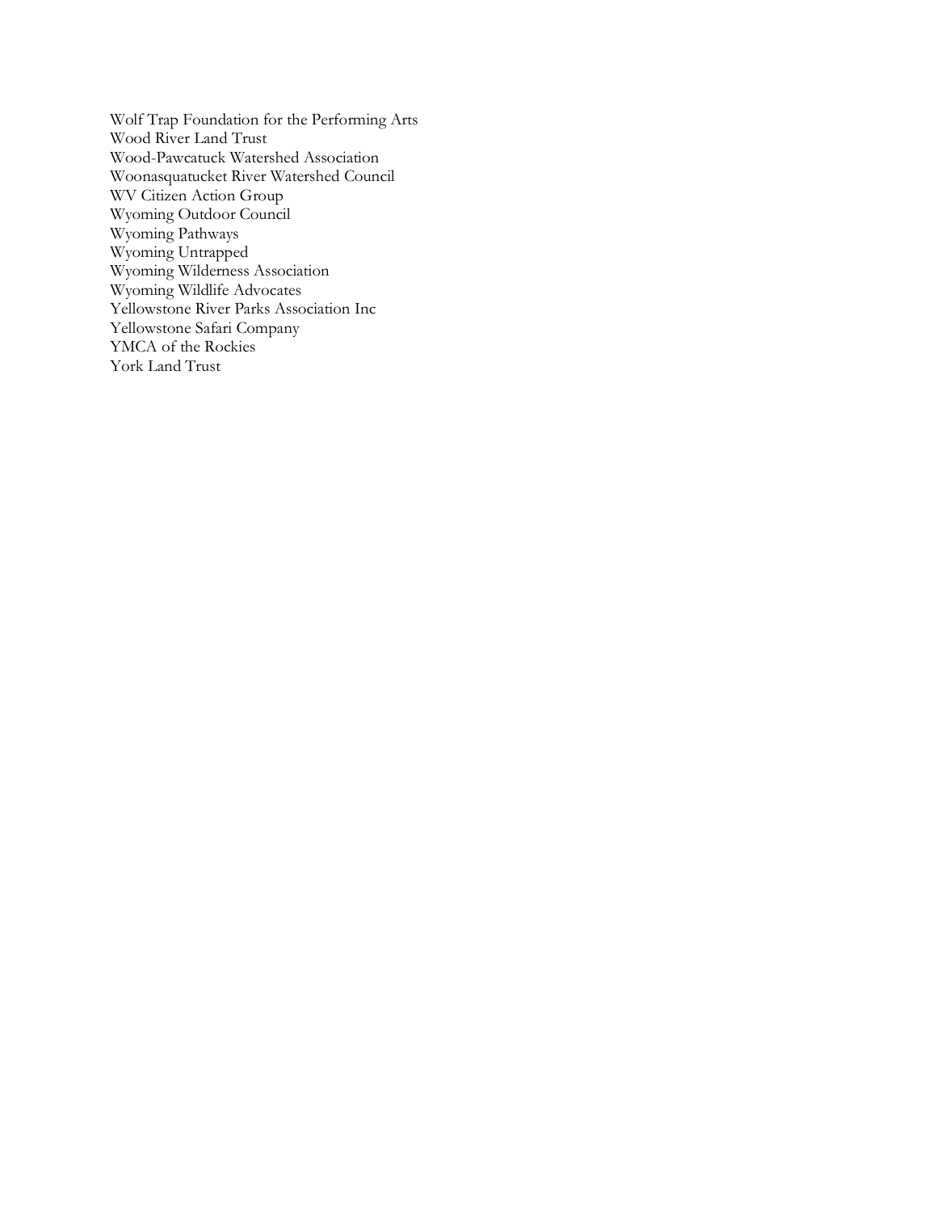Wolf Trap Foundation for the Performing Arts
Wood River Land Trust
Wood-Pawcatuck Watershed Association
Woonasquatucket River Watershed Council
WV Citizen Action Group
Wyoming Outdoor Council
Wyoming Pathways
Wyoming Untrapped
Wyoming Wilderness Association
Wyoming Wildlife Advocates
Yellowstone River Parks Association Inc
Yellowstone Safari Company
YMCA of the Rockies
York Land Trust